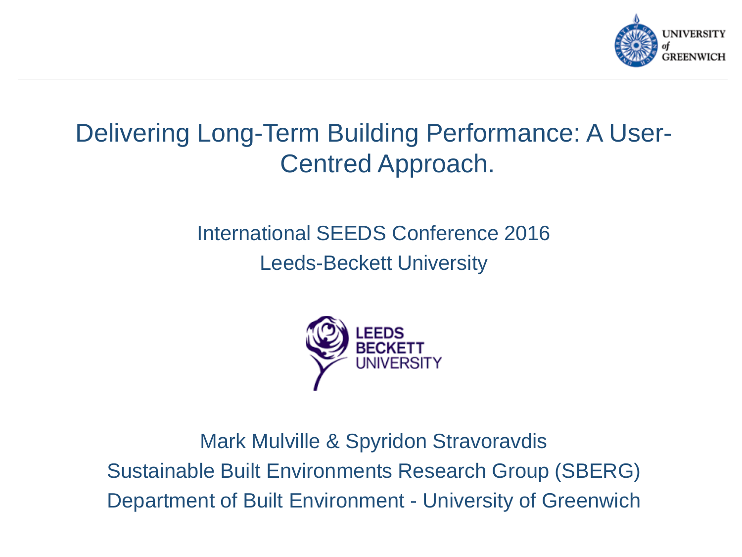# Delivering Long-Term Building Performance: A User-Centred Approach.

International SEEDS Conference 2016

Leeds-Beckett University

Mark Mulville & Spyridon Stravoravdis

Sustainable Built Environments Research Group (SBERG)

Department of Built Environment - University of Greenwich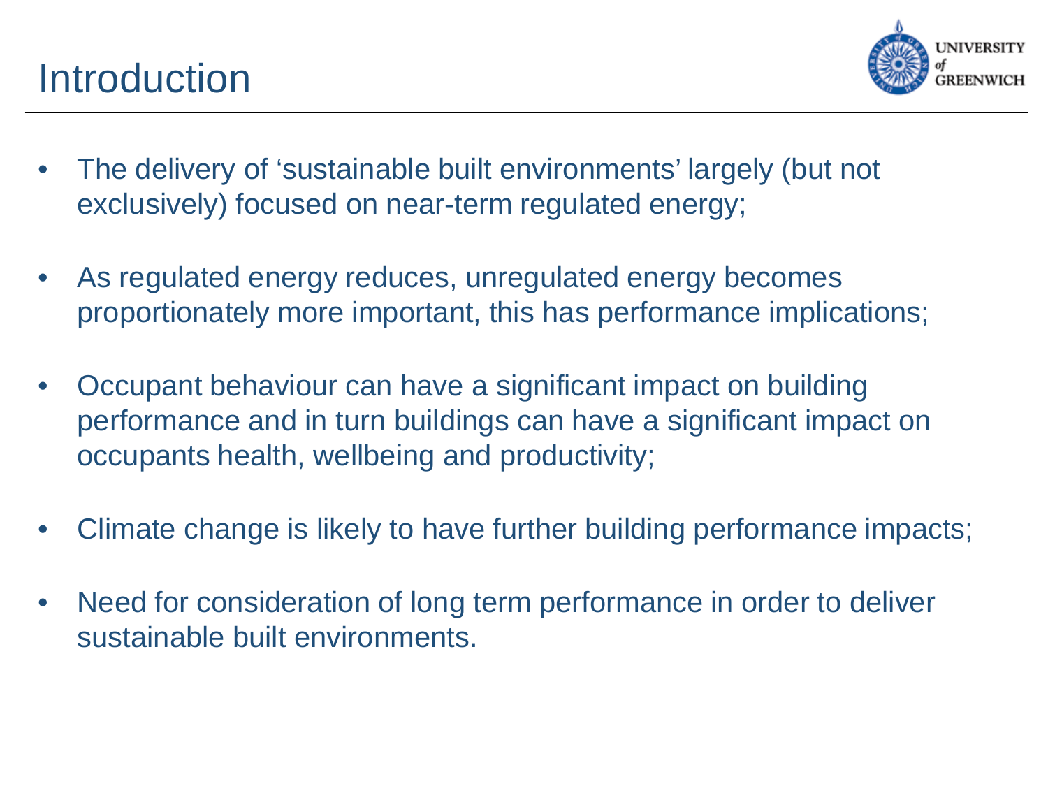# Introduction

- The delivery of 'sustainable built environments' largely (but not exclusively) focused on near-term regulated energy;
- As regulated energy reduces, unregulated energy becomes proportionately more important, this has performance implications;
- Occupant behaviour can have a significant impact on building performance and in turn buildings can have a significant impact on occupants health, wellbeing and productivity;
- Climate change is likely to have further building performance impacts;
- Need for consideration of long term performance in order to deliver sustainable built environments.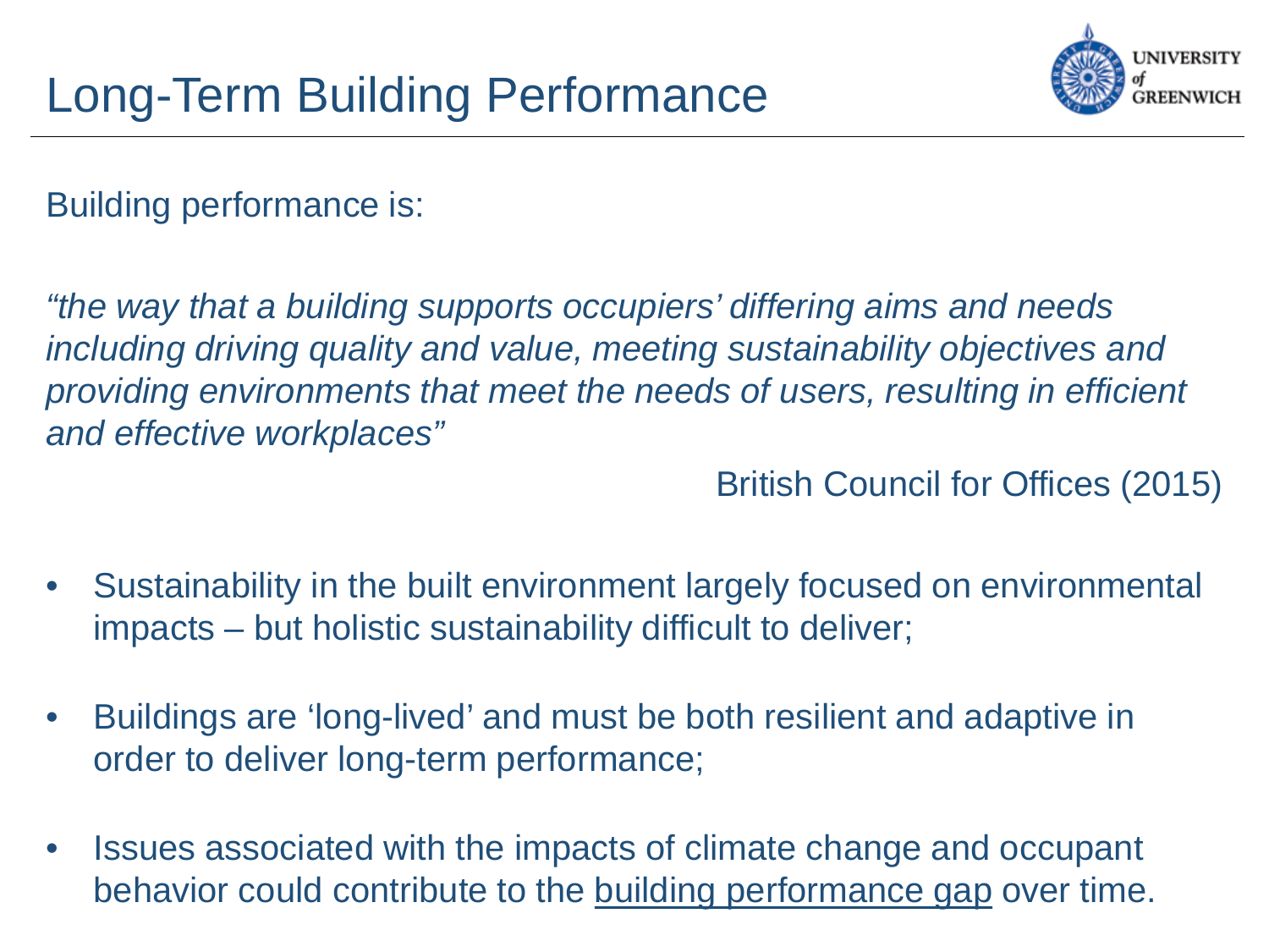# Long-Term Building Performance

Building performance is:

*"the way that a building supports occupiers' differing aims and needs including driving quality and value, meeting sustainability objectives and providing environments that meet the needs of users, resulting in efficient and effective workplaces"*

British Council for Offices (2015)

- Sustainability in the built environment largely focused on environmental impacts – but holistic sustainability difficult to deliver;
- Buildings are 'long-lived' and must be both resilient and adaptive in order to deliver long-term performance;
- Issues associated with the impacts of climate change and occupant behavior could contribute to the building performance gap over time.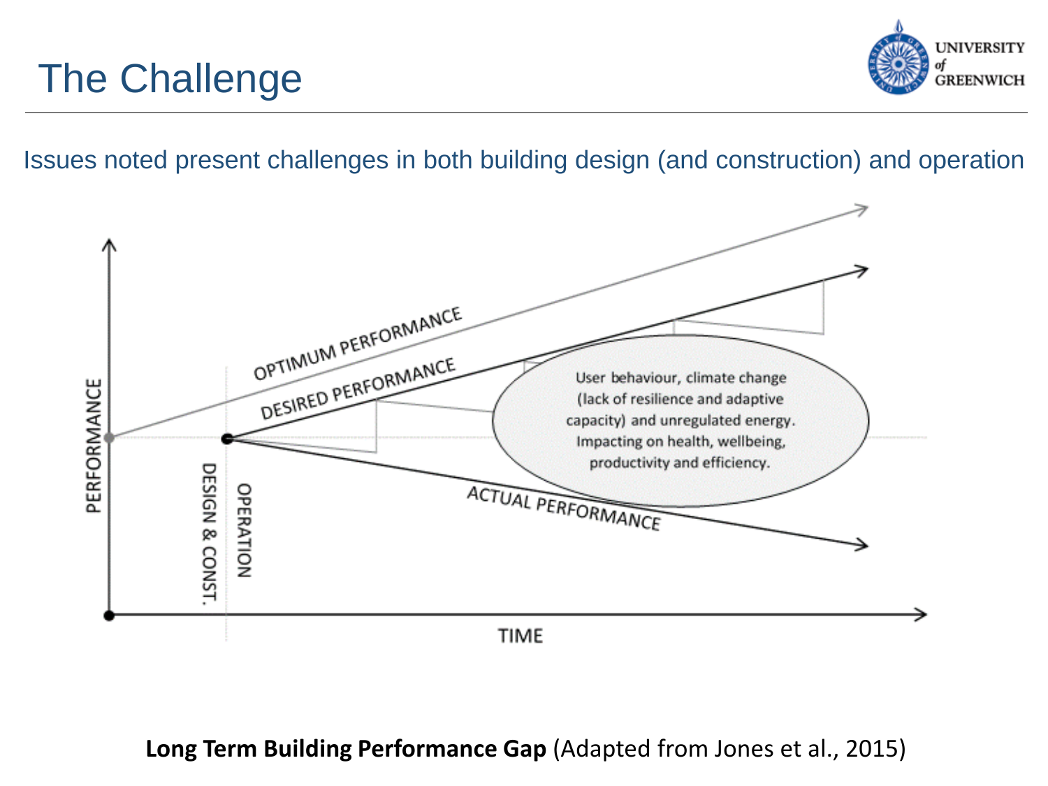# The Challenge

Issues noted present challenges in both building design (and construction) and operation

OPTIMUM PERFORMANCE

DESIRED PERFORMANCE

ACTUAL PERFORMANCE

User behaviour, climate change (lack of resilience and adaptive capacity) and unregulated energy. Impacting on health, wellbeing, productivity and efficiency.

PERFORMANCE

DESIGN & CONST.

OPERATION

TIME

**Long Term Building Performance Gap** (Adapted from Jones et al., 2015)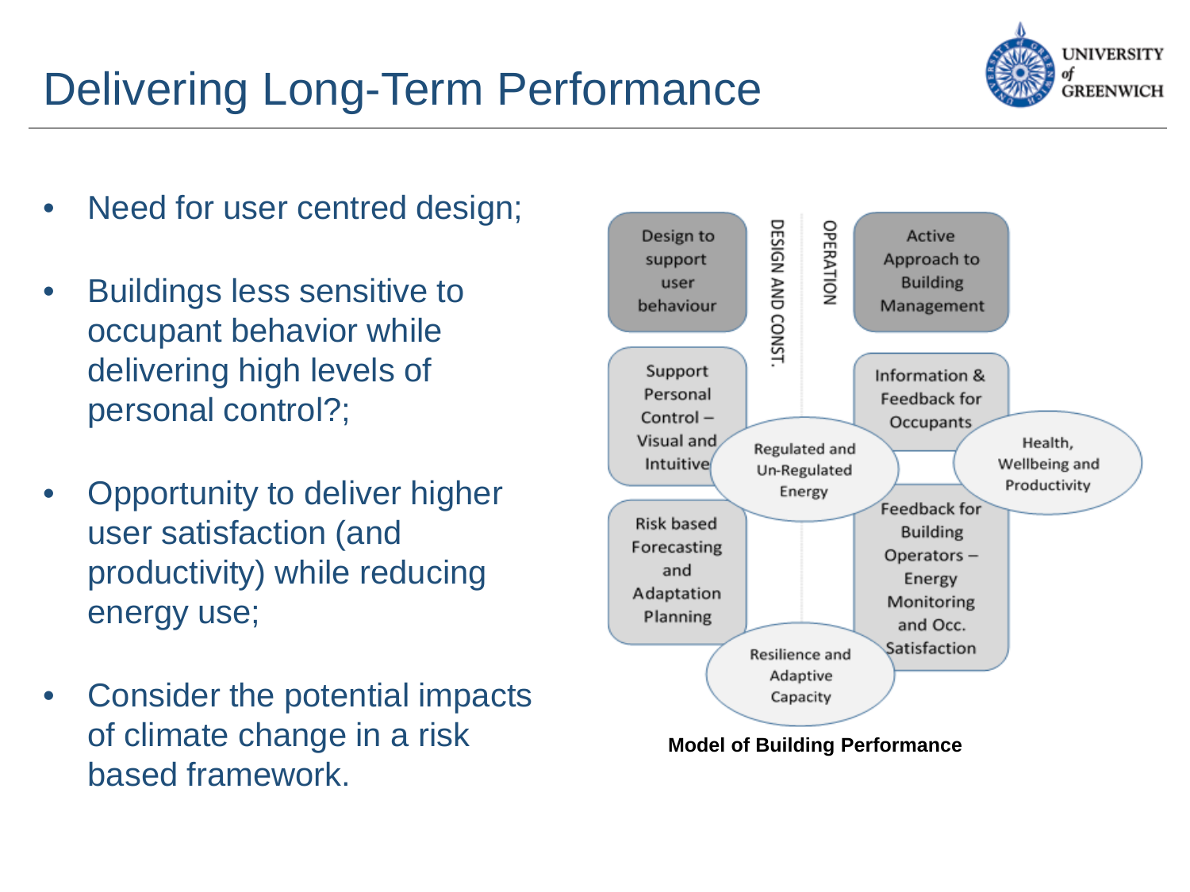# Delivering Long-Term Performance

- Need for user centred design;
- Buildings less sensitive to occupant behavior while delivering high levels of personal control?;
- Opportunity to deliver higher user satisfaction (and productivity) while reducing energy use;
- Consider the potential impacts of climate change in a risk based framework.

DESIGN AND CONST.

OPERATION

Design to support user behaviour

Active Approach to Building Management

Support Personal Control – Visual and Intuitive

Information & Feedback for Occupants

Regulated and Un-Regulated Energy

Health, Wellbeing and Productivity

Risk based Forecasting and Adaptation Planning

Feedback for Building Operators – Energy Monitoring and Occ. Satisfaction

Resilience and Adaptive Capacity

**Model of Building Performance**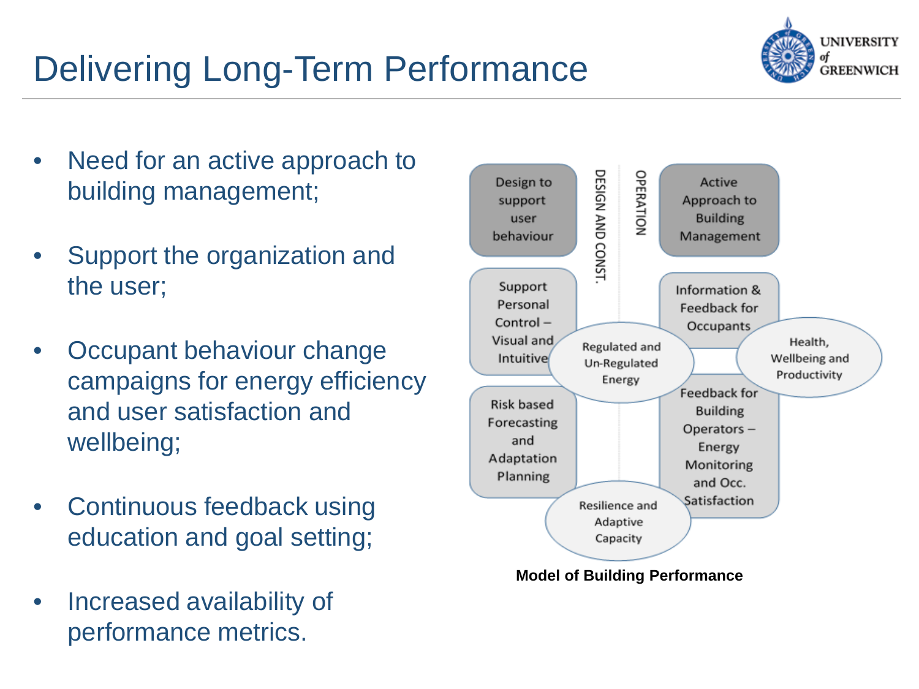# Delivering Long-Term Performance

- Need for an active approach to building management;
- Support the organization and the user;
- Occupant behaviour change campaigns for energy efficiency and user satisfaction and wellbeing;
- Continuous feedback using education and goal setting;
- Increased availability of performance metrics.

DESIGN AND CONST. | OPERATION

Design to support user behaviour

Support Personal Control – Visual and Intuitive

Risk based Forecasting and Adaptation Planning

Active Approach to Building Management

Information & Feedback for Occupants

Feedback for Building Operators – Energy Monitoring and Occ. Satisfaction

Regulated and Un-Regulated Energy

Health, Wellbeing and Productivity

Resilience and Adaptive Capacity

**Model of Building Performance**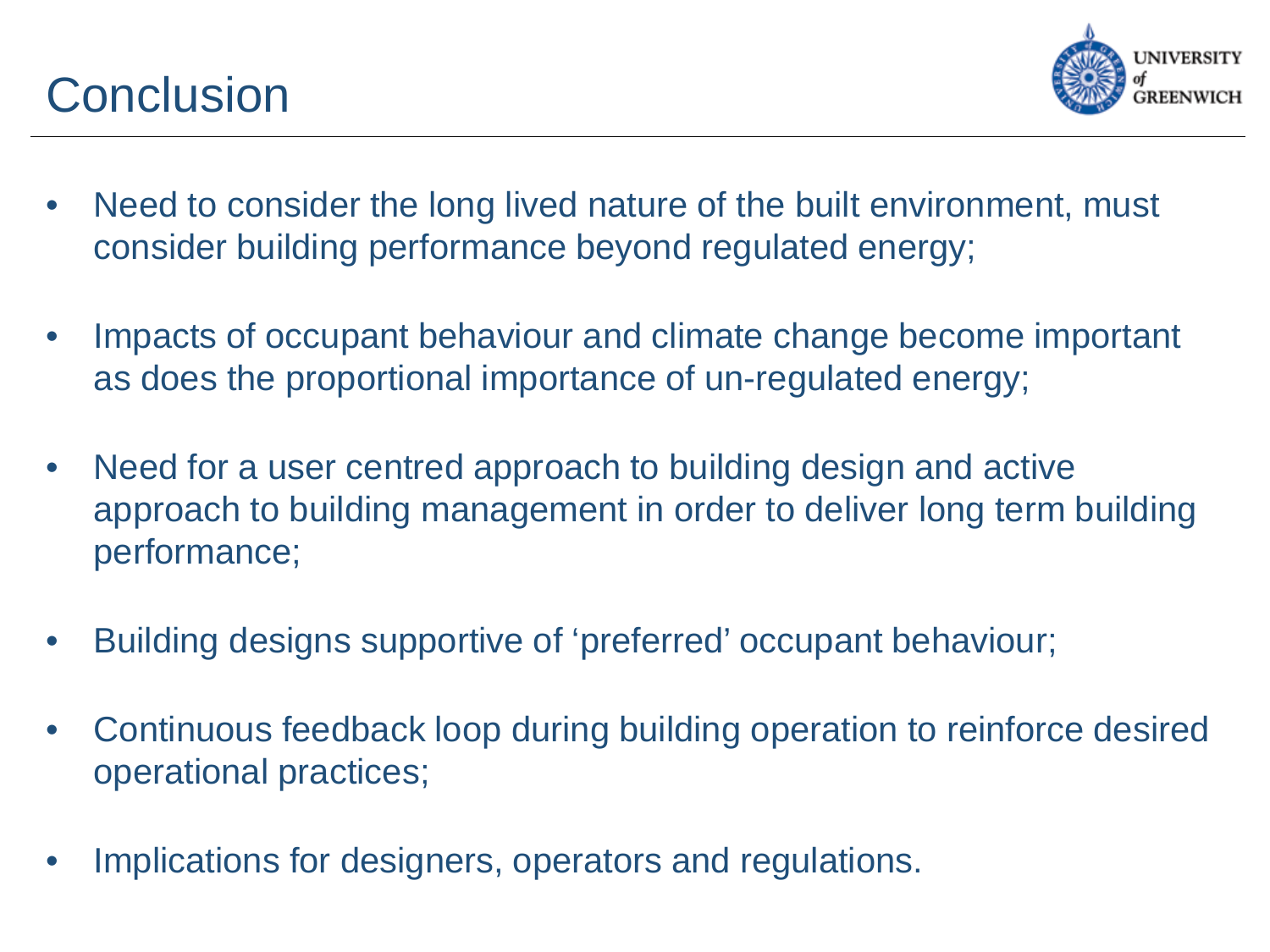# Conclusion

- Need to consider the long lived nature of the built environment, must consider building performance beyond regulated energy;
- Impacts of occupant behaviour and climate change become important as does the proportional importance of un-regulated energy;
- Need for a user centred approach to building design and active approach to building management in order to deliver long term building performance;
- Building designs supportive of ‘preferred’ occupant behaviour;
- Continuous feedback loop during building operation to reinforce desired operational practices;
- Implications for designers, operators and regulations.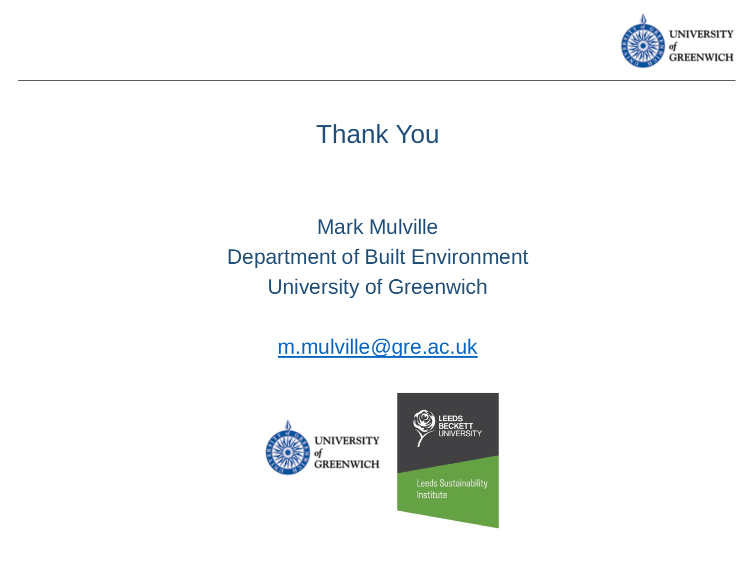# Thank You

Mark Mulville
Department of Built Environment
University of Greenwich

m.mulville@gre.ac.uk